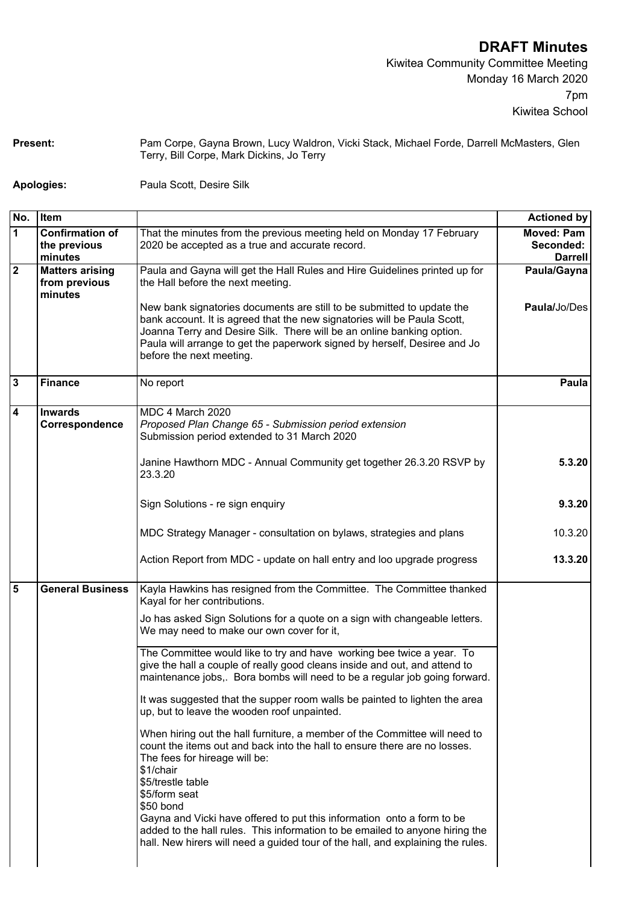# DRAFT Minutes

Kiwitea Community Committee Meeting
Monday 16 March 2020
7pm
Kiwitea School

**Present:** Pam Corpe, Gayna Brown, Lucy Waldron, Vicki Stack, Michael Forde, Darrell McMasters, Glen Terry, Bill Corpe, Mark Dickins, Jo Terry

**Apologies:** Paula Scott, Desire Silk

| No. | Item | | Actioned by |
|---|---|---|---|
| 1 | **Confirmation of the previous minutes** | That the minutes from the previous meeting held on Monday 17 February 2020 be accepted as a true and accurate record. | **Moved: Pam Seconded: Darrell** |
| 2 | **Matters arising from previous minutes** | Paula and Gayna will get the Hall Rules and Hire Guidelines printed up for the Hall before the next meeting. | **Paula/Gayna** |
| | | New bank signatories documents are still to be submitted to update the bank account. It is agreed that the new signatories will be Paula Scott, Joanna Terry and Desire Silk. There will be an online banking option. Paula will arrange to get the paperwork signed by herself, Desiree and Jo before the next meeting. | **Paula**/Jo/Des |
| 3 | **Finance** | No report | **Paula** |
| 4 | **Inwards Correspondence** | MDC 4 March 2020<br>*Proposed Plan Change 65 - Submission period extension*<br>Submission period extended to 31 March 2020 | |
| | | Janine Hawthorn MDC - Annual Community get together 26.3.20 RSVP by 23.3.20 | **5.3.20** |
| | | Sign Solutions - re sign enquiry | **9.3.20** |
| | | MDC Strategy Manager - consultation on bylaws, strategies and plans | 10.3.20 |
| | | Action Report from MDC - update on hall entry and loo upgrade progress | **13.3.20** |
| 5 | **General Business** | Kayla Hawkins has resigned from the Committee. The Committee thanked Kayal for her contributions. | |
| | | Jo has asked Sign Solutions for a quote on a sign with changeable letters. We may need to make our own cover for it, | |
| | | The Committee would like to try and have working bee twice a year. To give the hall a couple of really good cleans inside and out, and attend to maintenance jobs,. Bora bombs will need to be a regular job going forward. | |
| | | It was suggested that the supper room walls be painted to lighten the area up, but to leave the wooden roof unpainted. | |
| | | When hiring out the hall furniture, a member of the Committee will need to count the items out and back into the hall to ensure there are no losses.<br>The fees for hireage will be:<br>$1/chair<br>$5/trestle table<br>$5/form seat<br>$50 bond<br>Gayna and Vicki have offered to put this information onto a form to be added to the hall rules. This information to be emailed to anyone hiring the hall. New hirers will need a guided tour of the hall, and explaining the rules. | |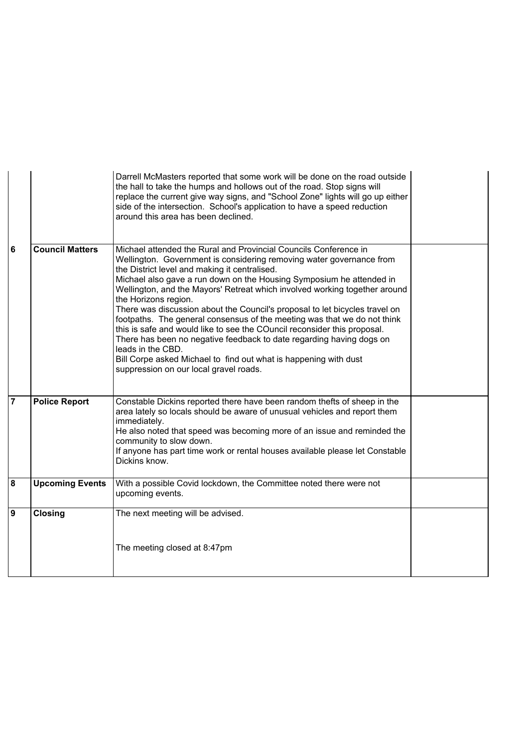| | | | |
|---|---|---|---|
| | | Darrell McMasters reported that some work will be done on the road outside the hall to take the humps and hollows out of the road. Stop signs will replace the current give way signs, and "School Zone" lights will go up either side of the intersection. School's application to have a speed reduction around this area has been declined. | |
| **6** | **Council Matters** | Michael attended the Rural and Provincial Councils Conference in Wellington. Government is considering removing water governance from the District level and making it centralised.<br>Michael also gave a run down on the Housing Symposium he attended in Wellington, and the Mayors' Retreat which involved working together around the Horizons region.<br>There was discussion about the Council's proposal to let bicycles travel on footpaths. The general consensus of the meeting was that we do not think this is safe and would like to see the COuncil reconsider this proposal.<br>There has been no negative feedback to date regarding having dogs on leads in the CBD.<br>Bill Corpe asked Michael to find out what is happening with dust suppression on our local gravel roads. | |
| **7** | **Police Report** | Constable Dickins reported there have been random thefts of sheep in the area lately so locals should be aware of unusual vehicles and report them immediately.<br>He also noted that speed was becoming more of an issue and reminded the community to slow down.<br>If anyone has part time work or rental houses available please let Constable Dickins know. | |
| **8** | **Upcoming Events** | With a possible Covid lockdown, the Committee noted there were not upcoming events. | |
| **9** | **Closing** | The next meeting will be advised.<br><br>The meeting closed at 8:47pm | |